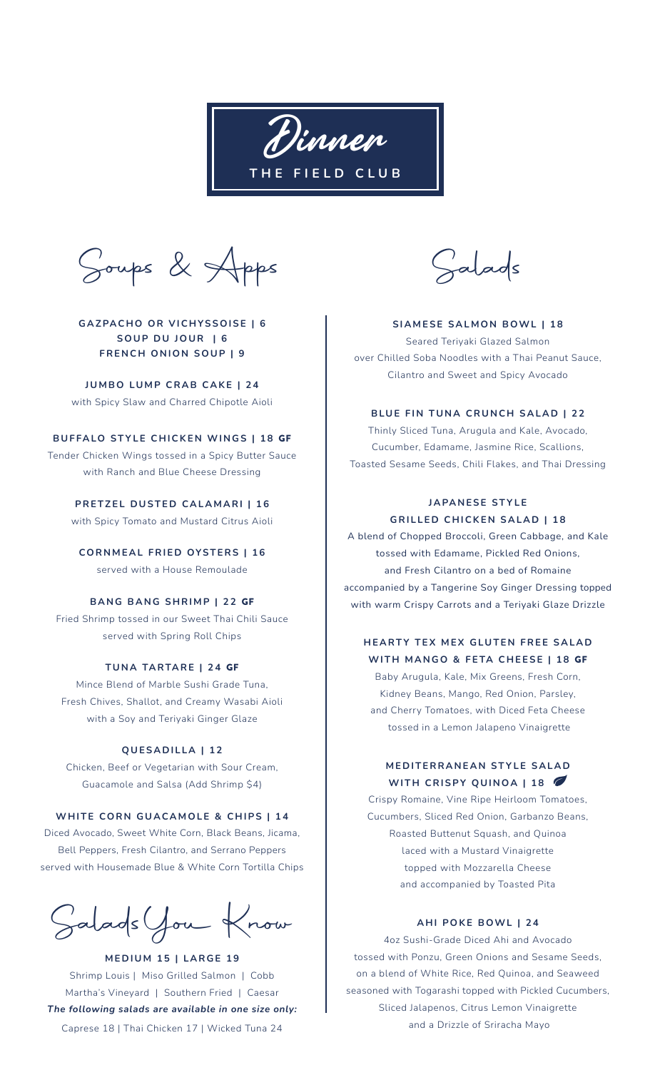# Dinner

## THE FIELD CLUB

## Soups & Apps

**GAZPACHO OR VICHYSSOISE | 6**
**SOUP DU JOUR | 6**
**FRENCH ONION SOUP | 9**

**JUMBO LUMP CRAB CAKE | 24**
with Spicy Slaw and Charred Chipotle Aioli

**BUFFALO STYLE CHICKEN WINGS | 18 GF**
Tender Chicken Wings tossed in a Spicy Butter Sauce with Ranch and Blue Cheese Dressing

**PRETZEL DUSTED CALAMARI | 16**
with Spicy Tomato and Mustard Citrus Aioli

**CORNMEAL FRIED OYSTERS | 16**
served with a House Remoulade

**BANG BANG SHRIMP | 22 GF**
Fried Shrimp tossed in our Sweet Thai Chili Sauce served with Spring Roll Chips

**TUNA TARTARE | 24 GF**
Mince Blend of Marble Sushi Grade Tuna, Fresh Chives, Shallot, and Creamy Wasabi Aioli with a Soy and Teriyaki Ginger Glaze

**QUESADILLA | 12**
Chicken, Beef or Vegetarian with Sour Cream, Guacamole and Salsa (Add Shrimp $4)

**WHITE CORN GUACAMOLE & CHIPS | 14**
Diced Avocado, Sweet White Corn, Black Beans, Jicama, Bell Peppers, Fresh Cilantro, and Serrano Peppers served with Housemade Blue & White Corn Tortilla Chips

## Salads You Know

**MEDIUM 15 | LARGE 19**
Shrimp Louis | Miso Grilled Salmon | Cobb
Martha's Vineyard | Southern Fried | Caesar
***The following salads are available in one size only:***
Caprese 18 | Thai Chicken 17 | Wicked Tuna 24

## Salads

**SIAMESE SALMON BOWL | 18**
Seared Teriyaki Glazed Salmon over Chilled Soba Noodles with a Thai Peanut Sauce, Cilantro and Sweet and Spicy Avocado

**BLUE FIN TUNA CRUNCH SALAD | 22**
Thinly Sliced Tuna, Arugula and Kale, Avocado, Cucumber, Edamame, Jasmine Rice, Scallions, Toasted Sesame Seeds, Chili Flakes, and Thai Dressing

**JAPANESE STYLE GRILLED CHICKEN SALAD | 18**
A blend of Chopped Broccoli, Green Cabbage, and Kale tossed with Edamame, Pickled Red Onions, and Fresh Cilantro on a bed of Romaine accompanied by a Tangerine Soy Ginger Dressing topped with warm Crispy Carrots and a Teriyaki Glaze Drizzle

**HEARTY TEX MEX GLUTEN FREE SALAD WITH MANGO & FETA CHEESE | 18 GF**
Baby Arugula, Kale, Mix Greens, Fresh Corn, Kidney Beans, Mango, Red Onion, Parsley, and Cherry Tomatoes, with Diced Feta Cheese tossed in a Lemon Jalapeno Vinaigrette

**MEDITERRANEAN STYLE SALAD WITH CRISPY QUINOA | 18**
Crispy Romaine, Vine Ripe Heirloom Tomatoes, Cucumbers, Sliced Red Onion, Garbanzo Beans, Roasted Buttenut Squash, and Quinoa laced with a Mustard Vinaigrette topped with Mozzarella Cheese and accompanied by Toasted Pita

**AHI POKE BOWL | 24**
4oz Sushi-Grade Diced Ahi and Avocado tossed with Ponzu, Green Onions and Sesame Seeds, on a blend of White Rice, Red Quinoa, and Seaweed seasoned with Togarashi topped with Pickled Cucumbers, Sliced Jalapenos, Citrus Lemon Vinaigrette and a Drizzle of Sriracha Mayo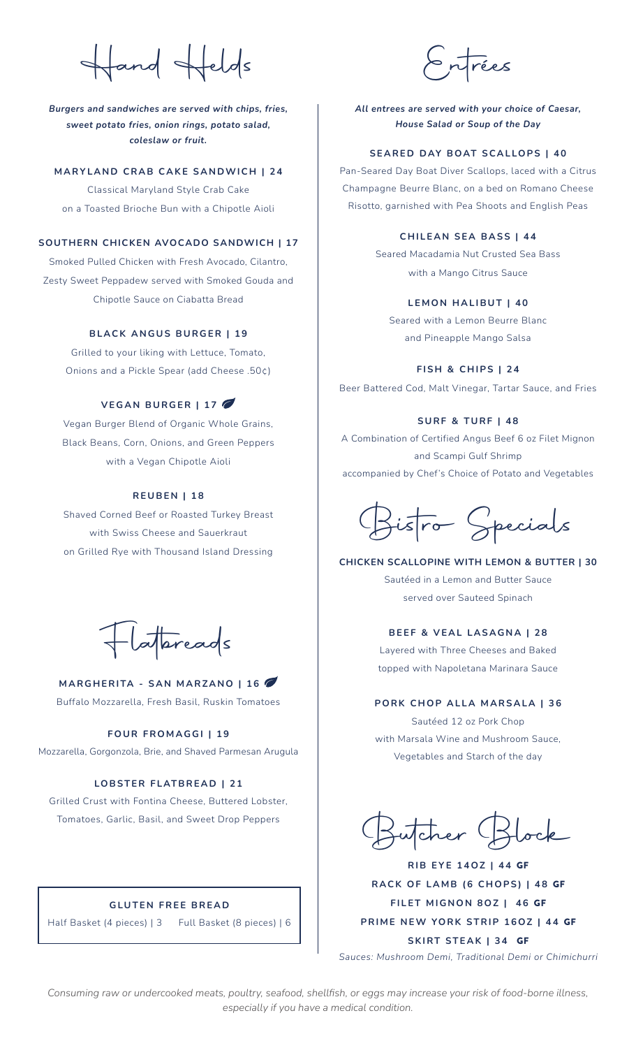# Hand Helds

***Burgers and sandwiches are served with chips, fries, sweet potato fries, onion rings, potato salad, coleslaw or fruit.***

**MARYLAND CRAB CAKE SANDWICH | 24**

Classical Maryland Style Crab Cake on a Toasted Brioche Bun with a Chipotle Aioli

**SOUTHERN CHICKEN AVOCADO SANDWICH | 17**

Smoked Pulled Chicken with Fresh Avocado, Cilantro, Zesty Sweet Peppadew served with Smoked Gouda and Chipotle Sauce on Ciabatta Bread

**BLACK ANGUS BURGER | 19**

Grilled to your liking with Lettuce, Tomato, Onions and a Pickle Spear (add Cheese .50¢)

**VEGAN BURGER | 17**

Vegan Burger Blend of Organic Whole Grains, Black Beans, Corn, Onions, and Green Peppers with a Vegan Chipotle Aioli

**REUBEN | 18**

Shaved Corned Beef or Roasted Turkey Breast with Swiss Cheese and Sauerkraut on Grilled Rye with Thousand Island Dressing

# Flatbreads

**MARGHERITA - SAN MARZANO | 16**

Buffalo Mozzarella, Fresh Basil, Ruskin Tomatoes

**FOUR FROMAGGI | 19**

Mozzarella, Gorgonzola, Brie, and Shaved Parmesan Arugula

**LOBSTER FLATBREAD | 21**

Grilled Crust with Fontina Cheese, Buttered Lobster, Tomatoes, Garlic, Basil, and Sweet Drop Peppers

**GLUTEN FREE BREAD**

Half Basket (4 pieces) | 3    Full Basket (8 pieces) | 6

# Entrées

***All entrees are served with your choice of Caesar, House Salad or Soup of the Day***

**SEARED DAY BOAT SCALLOPS | 40**

Pan-Seared Day Boat Diver Scallops, laced with a Citrus Champagne Beurre Blanc, on a bed on Romano Cheese Risotto, garnished with Pea Shoots and English Peas

**CHILEAN SEA BASS | 44**

Seared Macadamia Nut Crusted Sea Bass with a Mango Citrus Sauce

**LEMON HALIBUT | 40**

Seared with a Lemon Beurre Blanc and Pineapple Mango Salsa

**FISH & CHIPS | 24**

Beer Battered Cod, Malt Vinegar, Tartar Sauce, and Fries

**SURF & TURF | 48**

A Combination of Certified Angus Beef 6 oz Filet Mignon and Scampi Gulf Shrimp accompanied by Chef's Choice of Potato and Vegetables

# Bistro Specials

**CHICKEN SCALLOPINE WITH LEMON & BUTTER | 30**

Sautéed in a Lemon and Butter Sauce served over Sauteed Spinach

**BEEF & VEAL LASAGNA | 28**

Layered with Three Cheeses and Baked topped with Napoletana Marinara Sauce

**PORK CHOP ALLA MARSALA | 36**

Sautéed 12 oz Pork Chop with Marsala Wine and Mushroom Sauce, Vegetables and Starch of the day

# Butcher Block

**RIB EYE 14OZ | 44 GF**

**RACK OF LAMB (6 CHOPS) | 48 GF**

**FILET MIGNON 8OZ | 46 GF**

**PRIME NEW YORK STRIP 16OZ | 44 GF**

**SKIRT STEAK | 34 GF**

*Sauces: Mushroom Demi, Traditional Demi or Chimichurri*

*Consuming raw or undercooked meats, poultry, seafood, shellfish, or eggs may increase your risk of food-borne illness, especially if you have a medical condition.*